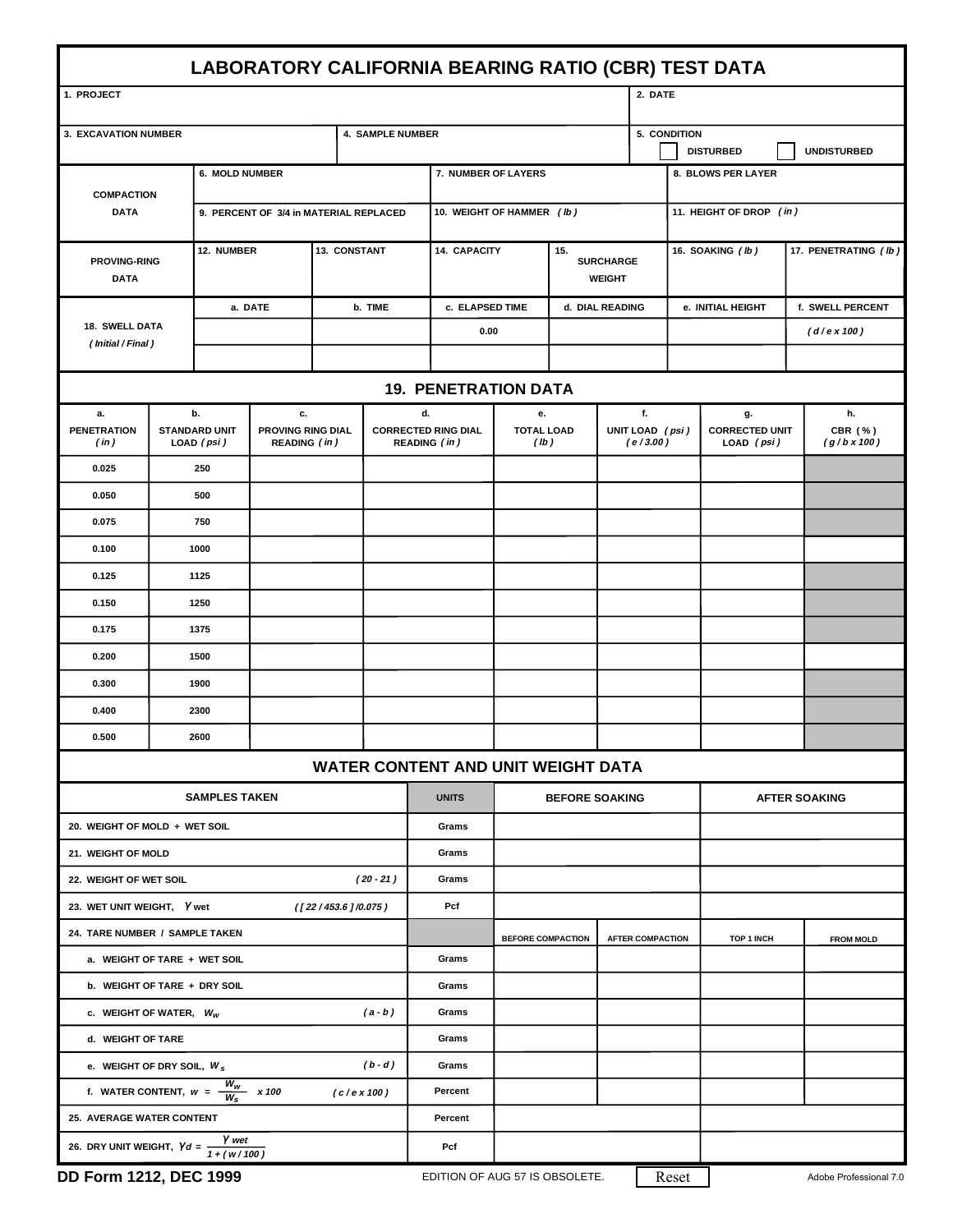# LABORATORY CALIFORNIA BEARING RATIO (CBR) TEST DATA

| 1. PROJECT | | 2. DATE |
|---|---|---|
| **3. EXCAVATION NUMBER** | **4. SAMPLE NUMBER** | **5. CONDITION** ☐ DISTURBED ☐ UNDISTURBED |

| | | | |
|---|---|---|---|
| **COMPACTION DATA** | 6. MOLD NUMBER | 7. NUMBER OF LAYERS | 8. BLOWS PER LAYER |
| | 9. PERCENT OF 3/4 in MATERIAL REPLACED | 10. WEIGHT OF HAMMER *(lb)* | 11. HEIGHT OF DROP *(in)* |

| | | | | | | |
|---|---|---|---|---|---|---|
| **PROVING-RING DATA** | 12. NUMBER | 13. CONSTANT | 14. CAPACITY | 15. SURCHARGE WEIGHT | 16. SOAKING *(lb)* | 17. PENETRATING *(lb)* |

| 18. SWELL DATA *(Initial / Final)* | a. DATE | b. TIME | c. ELAPSED TIME | d. DIAL READING | e. INITIAL HEIGHT | f. SWELL PERCENT |
|---|---|---|---|---|---|---|
| | | | 0.00 | | | *(d / e x 100)* |
| | | | | | | |

## 19. PENETRATION DATA

| a. PENETRATION *(in)* | b. STANDARD UNIT LOAD *(psi)* | c. PROVING RING DIAL READING *(in)* | d. CORRECTED RING DIAL READING *(in)* | e. TOTAL LOAD *(lb)* | f. UNIT LOAD *(psi)* *(e / 3.00)* | g. CORRECTED UNIT LOAD *(psi)* | h. CBR (%) *(g / b x 100)* |
|---|---|---|---|---|---|---|---|
| 0.025 | 250 | | | | | | |
| 0.050 | 500 | | | | | | |
| 0.075 | 750 | | | | | | |
| 0.100 | 1000 | | | | | | |
| 0.125 | 1125 | | | | | | |
| 0.150 | 1250 | | | | | | |
| 0.175 | 1375 | | | | | | |
| 0.200 | 1500 | | | | | | |
| 0.300 | 1900 | | | | | | |
| 0.400 | 2300 | | | | | | |
| 0.500 | 2600 | | | | | | |

## WATER CONTENT AND UNIT WEIGHT DATA

| SAMPLES TAKEN | UNITS | BEFORE SOAKING | | AFTER SOAKING | |
|---|---|---|---|---|---|
| 20. WEIGHT OF MOLD + WET SOIL | Grams | | | | |
| 21. WEIGHT OF MOLD | Grams | | | | |
| 22. WEIGHT OF WET SOIL *(20 - 21)* | Grams | | | | |
| 23. WET UNIT WEIGHT, $\gamma$ wet *([22 / 453.6] /0.075)* | Pcf | | | | |
| 24. TARE NUMBER / SAMPLE TAKEN | | BEFORE COMPACTION | AFTER COMPACTION | TOP 1 INCH | FROM MOLD |
| a. WEIGHT OF TARE + WET SOIL | Grams | | | | |
| b. WEIGHT OF TARE + DRY SOIL | Grams | | | | |
| c. WEIGHT OF WATER, $W_w$ *(a - b)* | Grams | | | | |
| d. WEIGHT OF TARE | Grams | | | | |
| e. WEIGHT OF DRY SOIL, $W_s$ *(b - d)* | Grams | | | | |
| f. WATER CONTENT, $w = \frac{W_w}{W_s} \times 100$ *(c / e x 100)* | Percent | | | | |
| 25. AVERAGE WATER CONTENT | Percent | | | | |
| 26. DRY UNIT WEIGHT, $\gamma d = \frac{\gamma\ wet}{1 + (w / 100)}$ | Pcf | | | | |

**DD Form 1212, DEC 1999** EDITION OF AUG 57 IS OBSOLETE. Reset Adobe Professional 7.0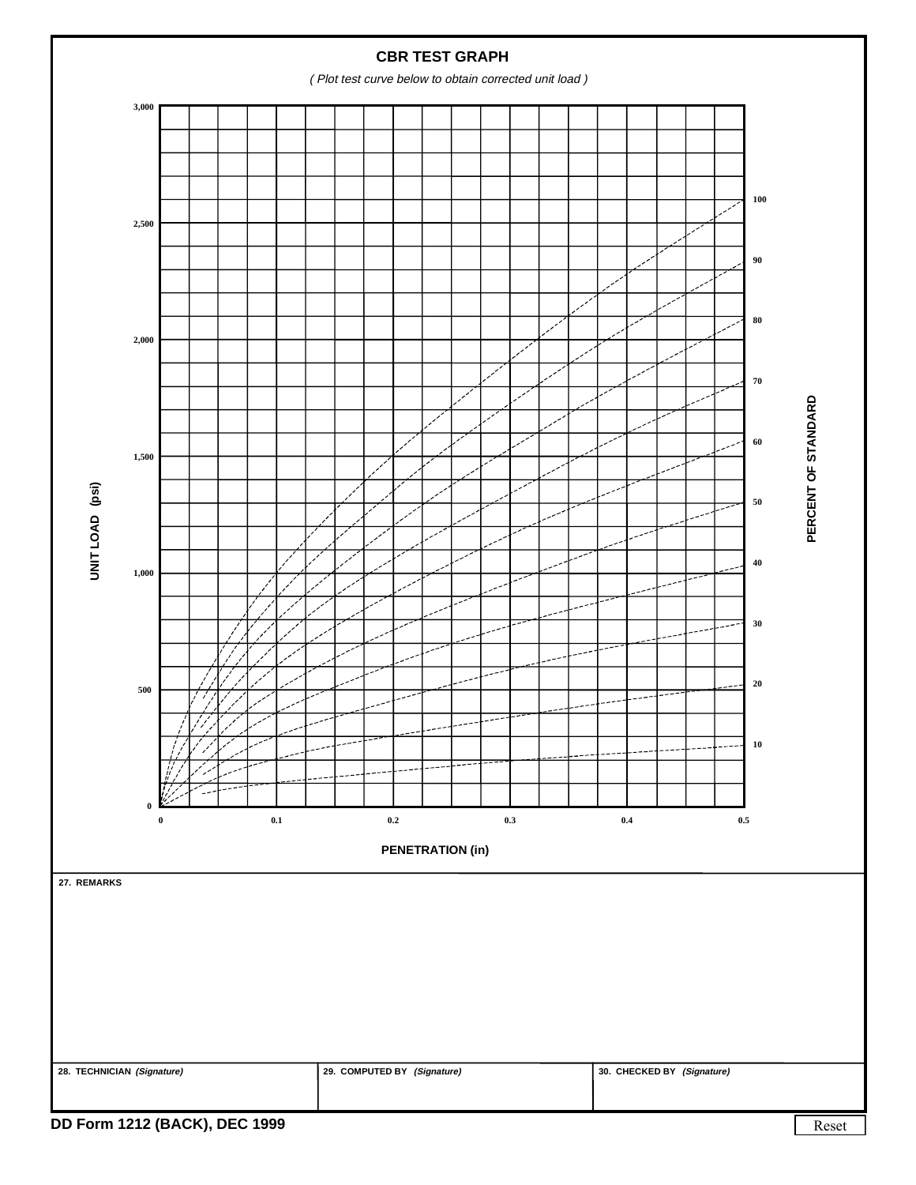# CBR TEST GRAPH

*( Plot test curve below to obtain corrected unit load )*

UNIT LOAD (psi)

3,000
2,500
2,000
1,500
1,000
500
0

PENETRATION (in)

0
0.1
0.2
0.3
0.4
0.5

PERCENT OF STANDARD

100
90
80
70
60
50
40
30
20
10

**27. REMARKS**

| **28. TECHNICIAN** *(Signature)* | **29. COMPUTED BY** *(Signature)* | **30. CHECKED BY** *(Signature)* |
|---|---|---|
| | | |

**DD Form 1212 (BACK), DEC 1999**

Reset